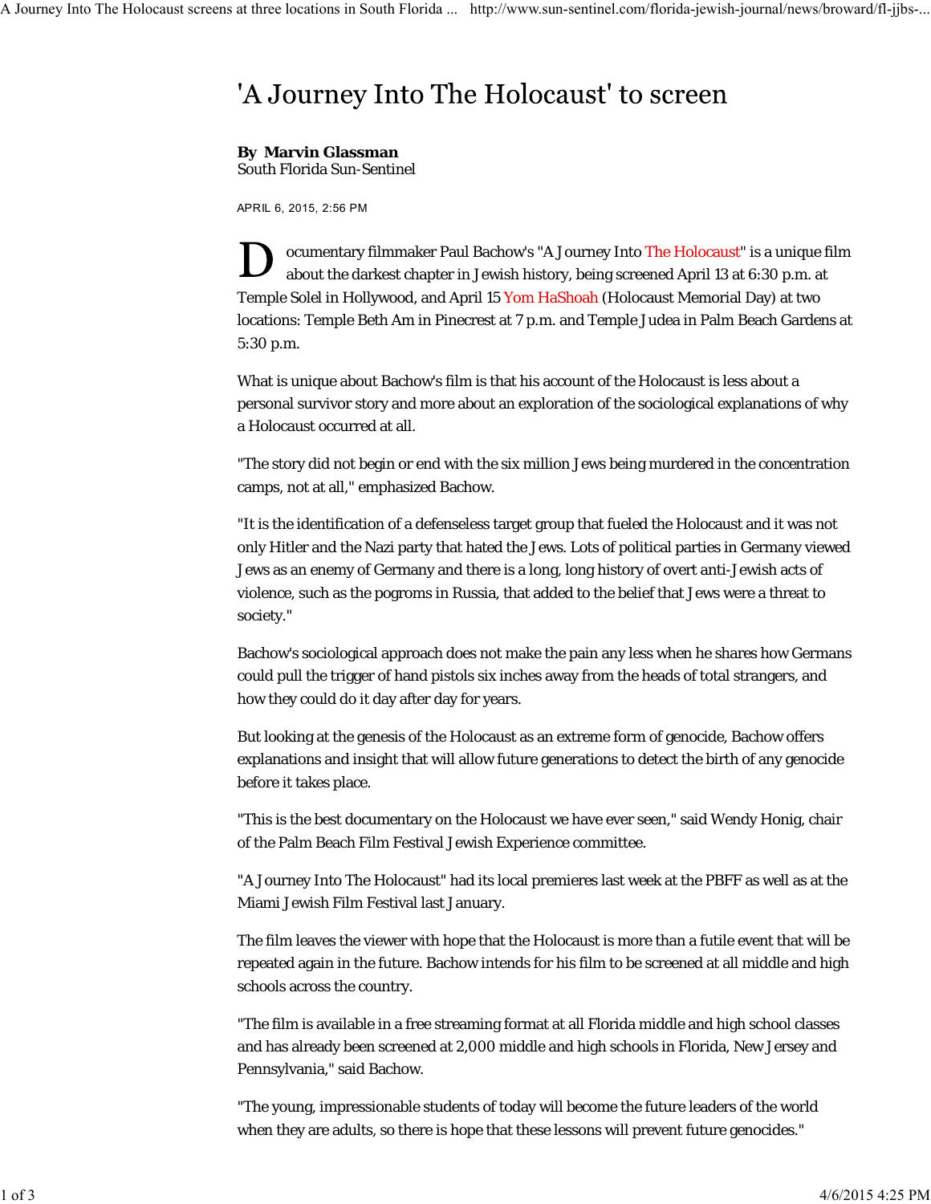# 'A Journey Into The Holocaust' to screen

**By Marvin Glassman**
South Florida Sun-Sentinel

APRIL 6, 2015, 2:56 PM

Documentary filmmaker Paul Bachow's "A Journey Into The Holocaust" is a unique film about the darkest chapter in Jewish history, being screened April 13 at 6:30 p.m. at Temple Solel in Hollywood, and April 15 Yom HaShoah (Holocaust Memorial Day) at two locations: Temple Beth Am in Pinecrest at 7 p.m. and Temple Judea in Palm Beach Gardens at 5:30 p.m.

What is unique about Bachow's film is that his account of the Holocaust is less about a personal survivor story and more about an exploration of the sociological explanations of why a Holocaust occurred at all.

"The story did not begin or end with the six million Jews being murdered in the concentration camps, not at all," emphasized Bachow.

"It is the identification of a defenseless target group that fueled the Holocaust and it was not only Hitler and the Nazi party that hated the Jews. Lots of political parties in Germany viewed Jews as an enemy of Germany and there is a long, long history of overt anti-Jewish acts of violence, such as the pogroms in Russia, that added to the belief that Jews were a threat to society."

Bachow's sociological approach does not make the pain any less when he shares how Germans could pull the trigger of hand pistols six inches away from the heads of total strangers, and how they could do it day after day for years.

But looking at the genesis of the Holocaust as an extreme form of genocide, Bachow offers explanations and insight that will allow future generations to detect the birth of any genocide before it takes place.

"This is the best documentary on the Holocaust we have ever seen," said Wendy Honig, chair of the Palm Beach Film Festival Jewish Experience committee.

"A Journey Into The Holocaust" had its local premieres last week at the PBFF as well as at the Miami Jewish Film Festival last January.

The film leaves the viewer with hope that the Holocaust is more than a futile event that will be repeated again in the future. Bachow intends for his film to be screened at all middle and high schools across the country.

"The film is available in a free streaming format at all Florida middle and high school classes and has already been screened at 2,000 middle and high schools in Florida, New Jersey and Pennsylvania," said Bachow.

"The young, impressionable students of today will become the future leaders of the world when they are adults, so there is hope that these lessons will prevent future genocides."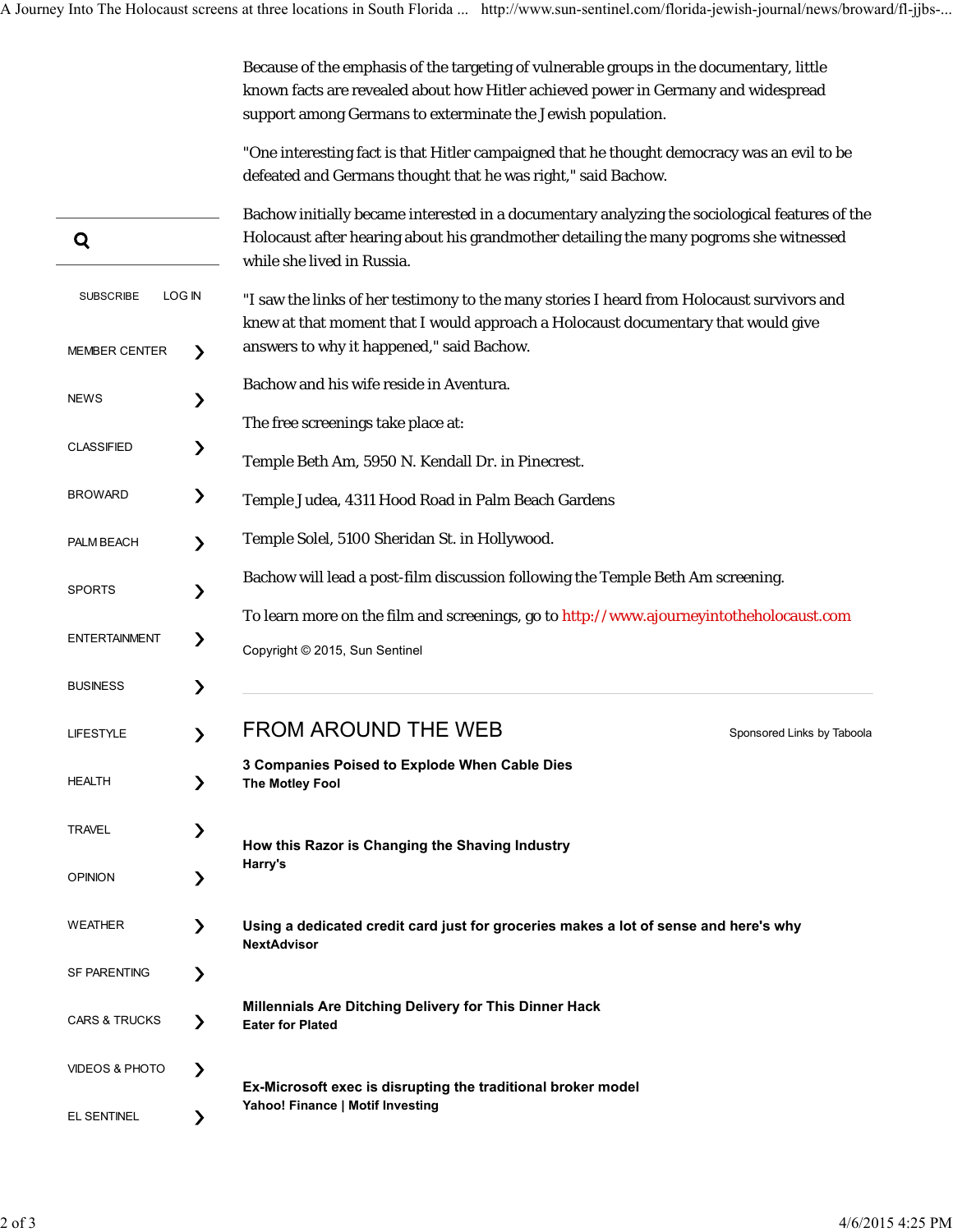Because of the emphasis of the targeting of vulnerable groups in the documentary, little known facts are revealed about how Hitler achieved power in Germany and widespread support among Germans to exterminate the Jewish population.

"One interesting fact is that Hitler campaigned that he thought democracy was an evil to be defeated and Germans thought that he was right," said Bachow.

Bachow initially became interested in a documentary analyzing the sociological features of the Holocaust after hearing about his grandmother detailing the many pogroms she witnessed while she lived in Russia.

"I saw the links of her testimony to the many stories I heard from Holocaust survivors and knew at that moment that I would approach a Holocaust documentary that would give answers to why it happened," said Bachow.

Bachow and his wife reside in Aventura.

The free screenings take place at:

Temple Beth Am, 5950 N. Kendall Dr. in Pinecrest.

Temple Judea, 4311 Hood Road in Palm Beach Gardens

Temple Solel, 5100 Sheridan St. in Hollywood.

Bachow will lead a post-film discussion following the Temple Beth Am screening.

To learn more on the film and screenings, go to http://www.ajourneyintotheholocaust.com

Copyright © 2015, Sun Sentinel